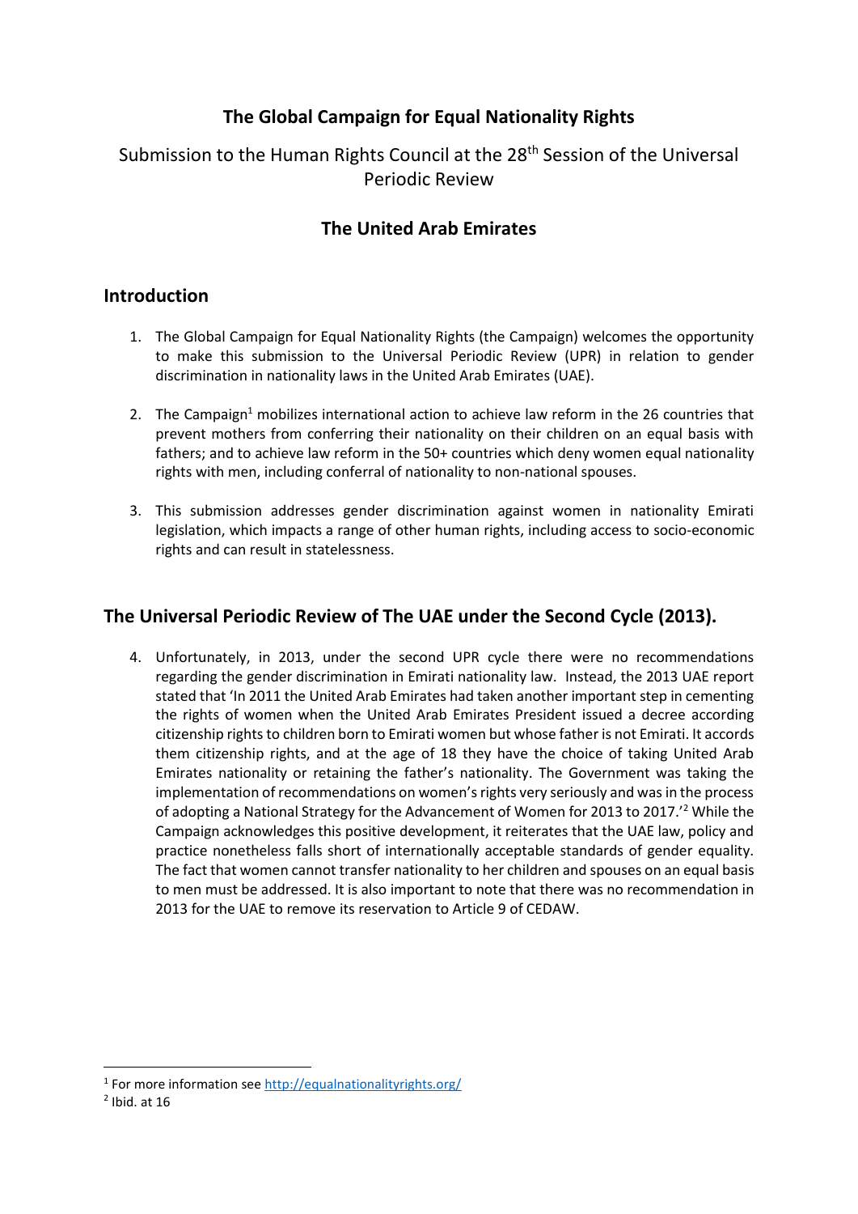# The Global Campaign for Equal Nationality Rights

Submission to the Human Rights Council at the 28th Session of the Universal Periodic Review

## The United Arab Emirates

## Introduction

1. The Global Campaign for Equal Nationality Rights (the Campaign) welcomes the opportunity to make this submission to the Universal Periodic Review (UPR) in relation to gender discrimination in nationality laws in the United Arab Emirates (UAE).

2. The Campaign[1] mobilizes international action to achieve law reform in the 26 countries that prevent mothers from conferring their nationality on their children on an equal basis with fathers; and to achieve law reform in the 50+ countries which deny women equal nationality rights with men, including conferral of nationality to non-national spouses.

3. This submission addresses gender discrimination against women in nationality Emirati legislation, which impacts a range of other human rights, including access to socio-economic rights and can result in statelessness.

## The Universal Periodic Review of The UAE under the Second Cycle (2013).

4. Unfortunately, in 2013, under the second UPR cycle there were no recommendations regarding the gender discrimination in Emirati nationality law. Instead, the 2013 UAE report stated that 'In 2011 the United Arab Emirates had taken another important step in cementing the rights of women when the United Arab Emirates President issued a decree according citizenship rights to children born to Emirati women but whose father is not Emirati. It accords them citizenship rights, and at the age of 18 they have the choice of taking United Arab Emirates nationality or retaining the father's nationality. The Government was taking the implementation of recommendations on women's rights very seriously and was in the process of adopting a National Strategy for the Advancement of Women for 2013 to 2017.'[2] While the Campaign acknowledges this positive development, it reiterates that the UAE law, policy and practice nonetheless falls short of internationally acceptable standards of gender equality. The fact that women cannot transfer nationality to her children and spouses on an equal basis to men must be addressed. It is also important to note that there was no recommendation in 2013 for the UAE to remove its reservation to Article 9 of CEDAW.

---

[1] For more information see http://equalnationalityrights.org/

[2] Ibid. at 16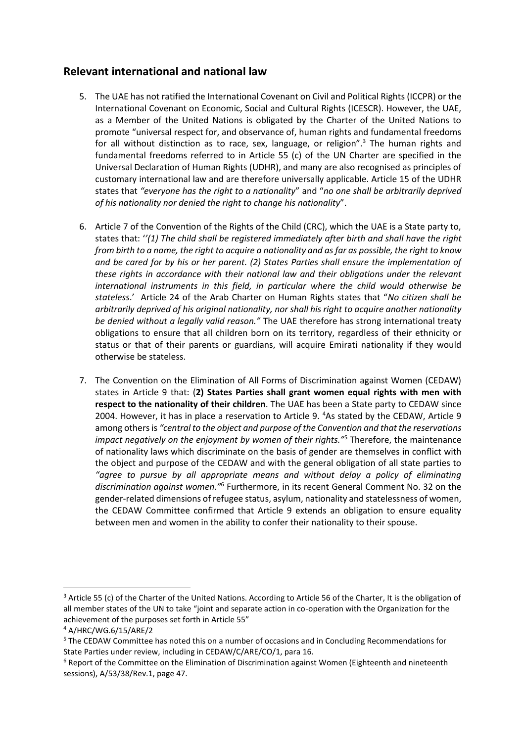## Relevant international and national law

5. The UAE has not ratified the International Covenant on Civil and Political Rights (ICCPR) or the International Covenant on Economic, Social and Cultural Rights (ICESCR). However, the UAE, as a Member of the United Nations is obligated by the Charter of the United Nations to promote "universal respect for, and observance of, human rights and fundamental freedoms for all without distinction as to race, sex, language, or religion".[3] The human rights and fundamental freedoms referred to in Article 55 (c) of the UN Charter are specified in the Universal Declaration of Human Rights (UDHR), and many are also recognised as principles of customary international law and are therefore universally applicable. Article 15 of the UDHR states that *"everyone has the right to a nationality*" and "*no one shall be arbitrarily deprived of his nationality nor denied the right to change his nationality*".

6. Article 7 of the Convention of the Rights of the Child (CRC), which the UAE is a State party to, states that: '*'(1) The child shall be registered immediately after birth and shall have the right from birth to a name, the right to acquire a nationality and as far as possible, the right to know and be cared for by his or her parent. (2) States Parties shall ensure the implementation of these rights in accordance with their national law and their obligations under the relevant international instruments in this field, in particular where the child would otherwise be stateless*.' Article 24 of the Arab Charter on Human Rights states that "*No citizen shall be arbitrarily deprived of his original nationality, nor shall his right to acquire another nationality be denied without a legally valid reason."* The UAE therefore has strong international treaty obligations to ensure that all children born on its territory, regardless of their ethnicity or status or that of their parents or guardians, will acquire Emirati nationality if they would otherwise be stateless.

7. The Convention on the Elimination of All Forms of Discrimination against Women (CEDAW) states in Article 9 that: (**2) States Parties shall grant women equal rights with men with respect to the nationality of their children**. The UAE has been a State party to CEDAW since 2004. However, it has in place a reservation to Article 9. [4]As stated by the CEDAW, Article 9 among others is *"central to the object and purpose of the Convention and that the reservations impact negatively on the enjoyment by women of their rights."*[5] Therefore, the maintenance of nationality laws which discriminate on the basis of gender are themselves in conflict with the object and purpose of the CEDAW and with the general obligation of all state parties to *"agree to pursue by all appropriate means and without delay a policy of eliminating discrimination against women."*[6] Furthermore, in its recent General Comment No. 32 on the gender-related dimensions of refugee status, asylum, nationality and statelessness of women, the CEDAW Committee confirmed that Article 9 extends an obligation to ensure equality between men and women in the ability to confer their nationality to their spouse.

---

[3] Article 55 (c) of the Charter of the United Nations. According to Article 56 of the Charter, It is the obligation of all member states of the UN to take "joint and separate action in co-operation with the Organization for the achievement of the purposes set forth in Article 55"

[4] A/HRC/WG.6/15/ARE/2

[5] The CEDAW Committee has noted this on a number of occasions and in Concluding Recommendations for State Parties under review, including in CEDAW/C/ARE/CO/1, para 16.

[6] Report of the Committee on the Elimination of Discrimination against Women (Eighteenth and nineteenth sessions), A/53/38/Rev.1, page 47.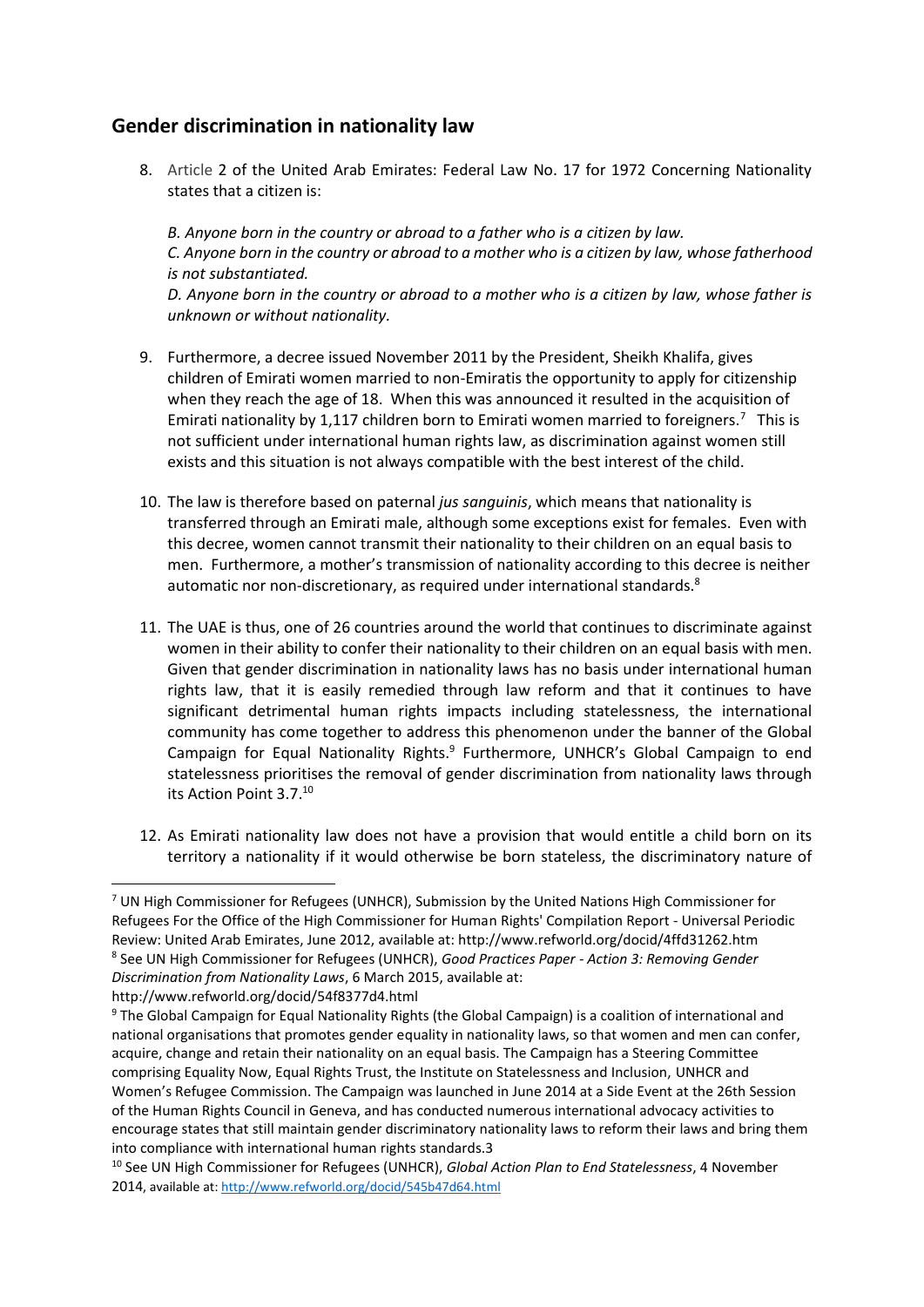## Gender discrimination in nationality law

8. Article 2 of the United Arab Emirates: Federal Law No. 17 for 1972 Concerning Nationality states that a citizen is:

   *B. Anyone born in the country or abroad to a father who is a citizen by law.*
   *C. Anyone born in the country or abroad to a mother who is a citizen by law, whose fatherhood is not substantiated.*
   *D. Anyone born in the country or abroad to a mother who is a citizen by law, whose father is unknown or without nationality.*

9. Furthermore, a decree issued November 2011 by the President, Sheikh Khalifa, gives children of Emirati women married to non-Emiratis the opportunity to apply for citizenship when they reach the age of 18. When this was announced it resulted in the acquisition of Emirati nationality by 1,117 children born to Emirati women married to foreigners.[7] This is not sufficient under international human rights law, as discrimination against women still exists and this situation is not always compatible with the best interest of the child.

10. The law is therefore based on paternal *jus sanguinis*, which means that nationality is transferred through an Emirati male, although some exceptions exist for females. Even with this decree, women cannot transmit their nationality to their children on an equal basis to men. Furthermore, a mother's transmission of nationality according to this decree is neither automatic nor non-discretionary, as required under international standards.[8]

11. The UAE is thus, one of 26 countries around the world that continues to discriminate against women in their ability to confer their nationality to their children on an equal basis with men. Given that gender discrimination in nationality laws has no basis under international human rights law, that it is easily remedied through law reform and that it continues to have significant detrimental human rights impacts including statelessness, the international community has come together to address this phenomenon under the banner of the Global Campaign for Equal Nationality Rights.[9] Furthermore, UNHCR's Global Campaign to end statelessness prioritises the removal of gender discrimination from nationality laws through its Action Point 3.7.[10]

12. As Emirati nationality law does not have a provision that would entitle a child born on its territory a nationality if it would otherwise be born stateless, the discriminatory nature of

---

[7] UN High Commissioner for Refugees (UNHCR), Submission by the United Nations High Commissioner for Refugees For the Office of the High Commissioner for Human Rights' Compilation Report - Universal Periodic Review: United Arab Emirates, June 2012, available at: http://www.refworld.org/docid/4ffd31262.htm

[8] See UN High Commissioner for Refugees (UNHCR), *Good Practices Paper - Action 3: Removing Gender Discrimination from Nationality Laws*, 6 March 2015, available at: http://www.refworld.org/docid/54f8377d4.html

[9] The Global Campaign for Equal Nationality Rights (the Global Campaign) is a coalition of international and national organisations that promotes gender equality in nationality laws, so that women and men can confer, acquire, change and retain their nationality on an equal basis. The Campaign has a Steering Committee comprising Equality Now, Equal Rights Trust, the Institute on Statelessness and Inclusion, UNHCR and Women's Refugee Commission. The Campaign was launched in June 2014 at a Side Event at the 26th Session of the Human Rights Council in Geneva, and has conducted numerous international advocacy activities to encourage states that still maintain gender discriminatory nationality laws to reform their laws and bring them into compliance with international human rights standards.3

[10] See UN High Commissioner for Refugees (UNHCR), *Global Action Plan to End Statelessness*, 4 November 2014, available at: http://www.refworld.org/docid/545b47d64.html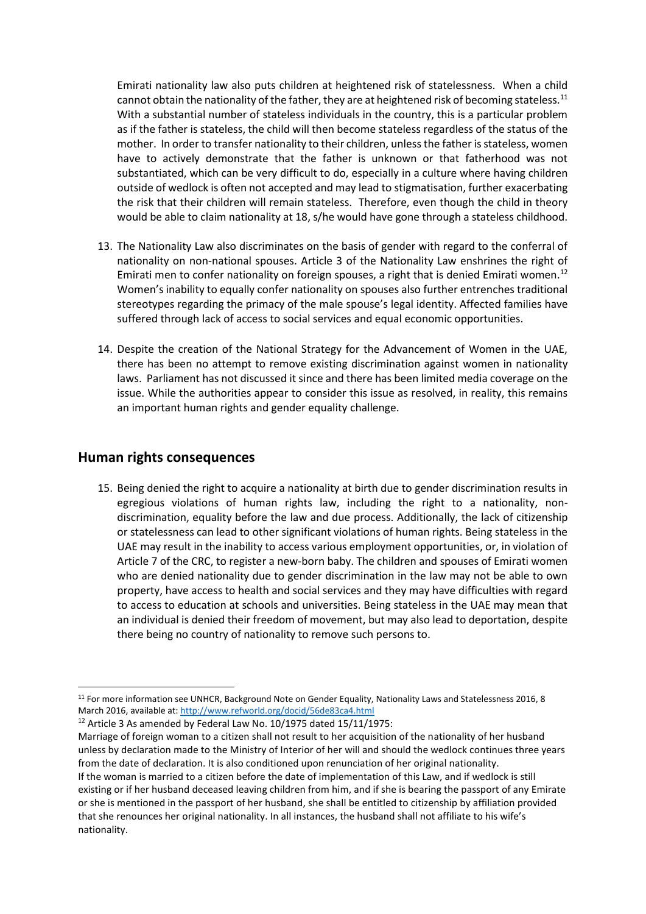Emirati nationality law also puts children at heightened risk of statelessness. When a child cannot obtain the nationality of the father, they are at heightened risk of becoming stateless.[11] With a substantial number of stateless individuals in the country, this is a particular problem as if the father is stateless, the child will then become stateless regardless of the status of the mother. In order to transfer nationality to their children, unless the father is stateless, women have to actively demonstrate that the father is unknown or that fatherhood was not substantiated, which can be very difficult to do, especially in a culture where having children outside of wedlock is often not accepted and may lead to stigmatisation, further exacerbating the risk that their children will remain stateless. Therefore, even though the child in theory would be able to claim nationality at 18, s/he would have gone through a stateless childhood.

13. The Nationality Law also discriminates on the basis of gender with regard to the conferral of nationality on non-national spouses. Article 3 of the Nationality Law enshrines the right of Emirati men to confer nationality on foreign spouses, a right that is denied Emirati women.[12] Women's inability to equally confer nationality on spouses also further entrenches traditional stereotypes regarding the primacy of the male spouse's legal identity. Affected families have suffered through lack of access to social services and equal economic opportunities.

14. Despite the creation of the National Strategy for the Advancement of Women in the UAE, there has been no attempt to remove existing discrimination against women in nationality laws. Parliament has not discussed it since and there has been limited media coverage on the issue. While the authorities appear to consider this issue as resolved, in reality, this remains an important human rights and gender equality challenge.

## Human rights consequences

15. Being denied the right to acquire a nationality at birth due to gender discrimination results in egregious violations of human rights law, including the right to a nationality, non-discrimination, equality before the law and due process. Additionally, the lack of citizenship or statelessness can lead to other significant violations of human rights. Being stateless in the UAE may result in the inability to access various employment opportunities, or, in violation of Article 7 of the CRC, to register a new-born baby. The children and spouses of Emirati women who are denied nationality due to gender discrimination in the law may not be able to own property, have access to health and social services and they may have difficulties with regard to access to education at schools and universities. Being stateless in the UAE may mean that an individual is denied their freedom of movement, but may also lead to deportation, despite there being no country of nationality to remove such persons to.

---

[11] For more information see UNHCR, Background Note on Gender Equality, Nationality Laws and Statelessness 2016, 8 March 2016, available at: http://www.refworld.org/docid/56de83ca4.html

[12] Article 3 As amended by Federal Law No. 10/1975 dated 15/11/1975:
Marriage of foreign woman to a citizen shall not result to her acquisition of the nationality of her husband unless by declaration made to the Ministry of Interior of her will and should the wedlock continues three years from the date of declaration. It is also conditioned upon renunciation of her original nationality.
If the woman is married to a citizen before the date of implementation of this Law, and if wedlock is still existing or if her husband deceased leaving children from him, and if she is bearing the passport of any Emirate or she is mentioned in the passport of her husband, she shall be entitled to citizenship by affiliation provided that she renounces her original nationality. In all instances, the husband shall not affiliate to his wife's nationality.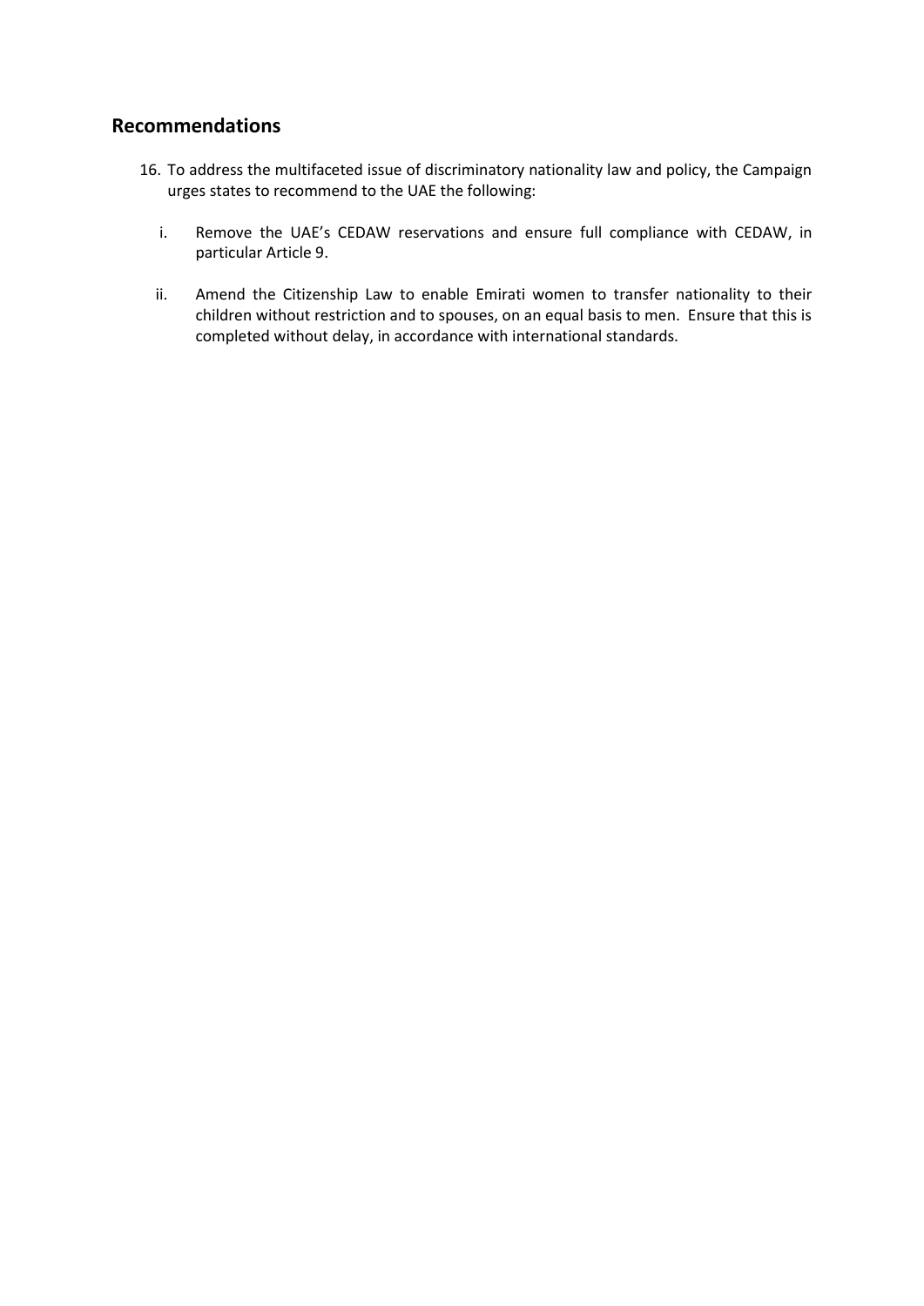## Recommendations

16. To address the multifaceted issue of discriminatory nationality law and policy, the Campaign urges states to recommend to the UAE the following:

    i. Remove the UAE's CEDAW reservations and ensure full compliance with CEDAW, in particular Article 9.

    ii. Amend the Citizenship Law to enable Emirati women to transfer nationality to their children without restriction and to spouses, on an equal basis to men. Ensure that this is completed without delay, in accordance with international standards.